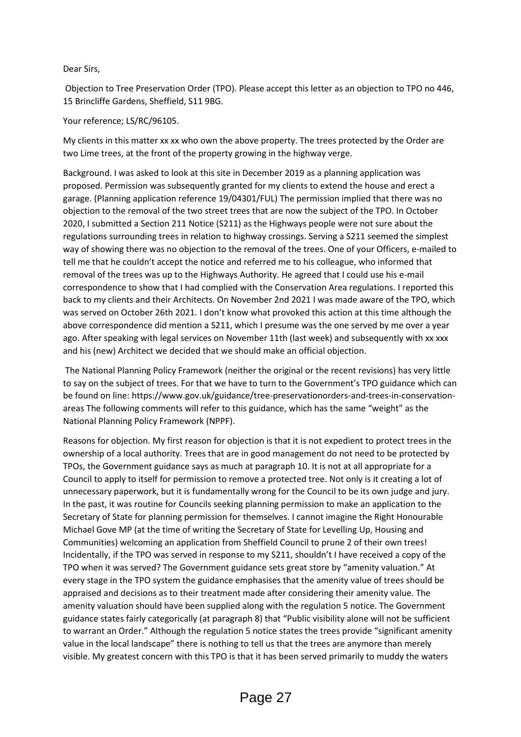Dear Sirs,

Objection to Tree Preservation Order (TPO). Please accept this letter as an objection to TPO no 446, 15 Brincliffe Gardens, Sheffield, S11 9BG.

Your reference; LS/RC/96105.

My clients in this matter xx xx who own the above property. The trees protected by the Order are two Lime trees, at the front of the property growing in the highway verge.

Background. I was asked to look at this site in December 2019 as a planning application was proposed. Permission was subsequently granted for my clients to extend the house and erect a garage. (Planning application reference 19/04301/FUL) The permission implied that there was no objection to the removal of the two street trees that are now the subject of the TPO. In October 2020, I submitted a Section 211 Notice (S211) as the Highways people were not sure about the regulations surrounding trees in relation to highway crossings. Serving a S211 seemed the simplest way of showing there was no objection to the removal of the trees. One of your Officers, e-mailed to tell me that he couldn't accept the notice and referred me to his colleague, who informed that removal of the trees was up to the Highways Authority. He agreed that I could use his e-mail correspondence to show that I had complied with the Conservation Area regulations. I reported this back to my clients and their Architects. On November 2nd 2021 I was made aware of the TPO, which was served on October 26th 2021. I don't know what provoked this action at this time although the above correspondence did mention a S211, which I presume was the one served by me over a year ago. After speaking with legal services on November 11th (last week) and subsequently with xx xxx and his (new) Architect we decided that we should make an official objection.

The National Planning Policy Framework (neither the original or the recent revisions) has very little to say on the subject of trees. For that we have to turn to the Government's TPO guidance which can be found on line: https://www.gov.uk/guidance/tree-preservationorders-and-trees-in-conservation-areas The following comments will refer to this guidance, which has the same "weight" as the National Planning Policy Framework (NPPF).

Reasons for objection. My first reason for objection is that it is not expedient to protect trees in the ownership of a local authority. Trees that are in good management do not need to be protected by TPOs, the Government guidance says as much at paragraph 10. It is not at all appropriate for a Council to apply to itself for permission to remove a protected tree. Not only is it creating a lot of unnecessary paperwork, but it is fundamentally wrong for the Council to be its own judge and jury. In the past, it was routine for Councils seeking planning permission to make an application to the Secretary of State for planning permission for themselves. I cannot imagine the Right Honourable Michael Gove MP (at the time of writing the Secretary of State for Levelling Up, Housing and Communities) welcoming an application from Sheffield Council to prune 2 of their own trees! Incidentally, if the TPO was served in response to my S211, shouldn't I have received a copy of the TPO when it was served? The Government guidance sets great store by "amenity valuation." At every stage in the TPO system the guidance emphasises that the amenity value of trees should be appraised and decisions as to their treatment made after considering their amenity value. The amenity valuation should have been supplied along with the regulation 5 notice. The Government guidance states fairly categorically (at paragraph 8) that "Public visibility alone will not be sufficient to warrant an Order." Although the regulation 5 notice states the trees provide "significant amenity value in the local landscape" there is nothing to tell us that the trees are anymore than merely visible. My greatest concern with this TPO is that it has been served primarily to muddy the waters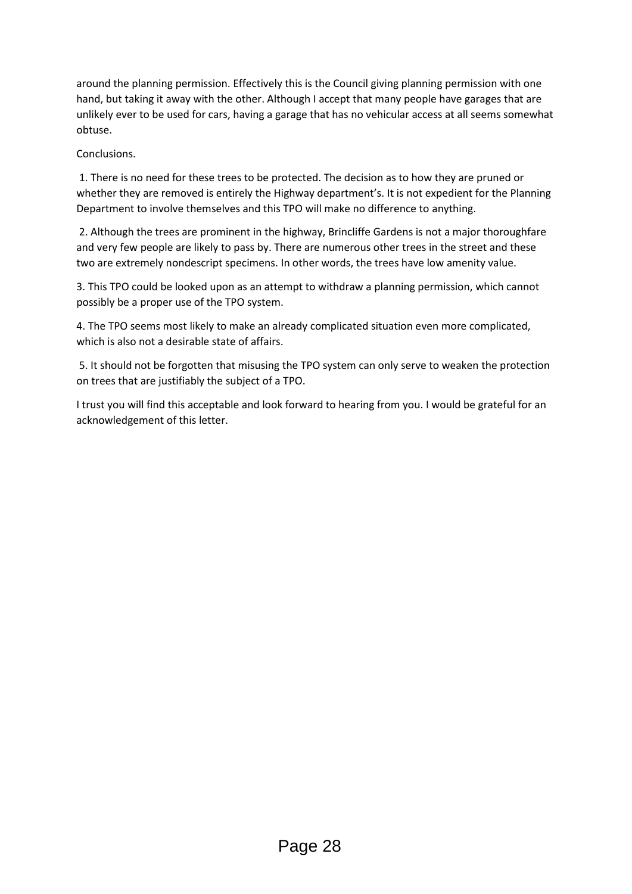around the planning permission. Effectively this is the Council giving planning permission with one hand, but taking it away with the other. Although I accept that many people have garages that are unlikely ever to be used for cars, having a garage that has no vehicular access at all seems somewhat obtuse.

Conclusions.

1. There is no need for these trees to be protected. The decision as to how they are pruned or whether they are removed is entirely the Highway department's. It is not expedient for the Planning Department to involve themselves and this TPO will make no difference to anything.

2. Although the trees are prominent in the highway, Brincliffe Gardens is not a major thoroughfare and very few people are likely to pass by. There are numerous other trees in the street and these two are extremely nondescript specimens. In other words, the trees have low amenity value.

3. This TPO could be looked upon as an attempt to withdraw a planning permission, which cannot possibly be a proper use of the TPO system.

4. The TPO seems most likely to make an already complicated situation even more complicated, which is also not a desirable state of affairs.

5. It should not be forgotten that misusing the TPO system can only serve to weaken the protection on trees that are justifiably the subject of a TPO.

I trust you will find this acceptable and look forward to hearing from you. I would be grateful for an acknowledgement of this letter.